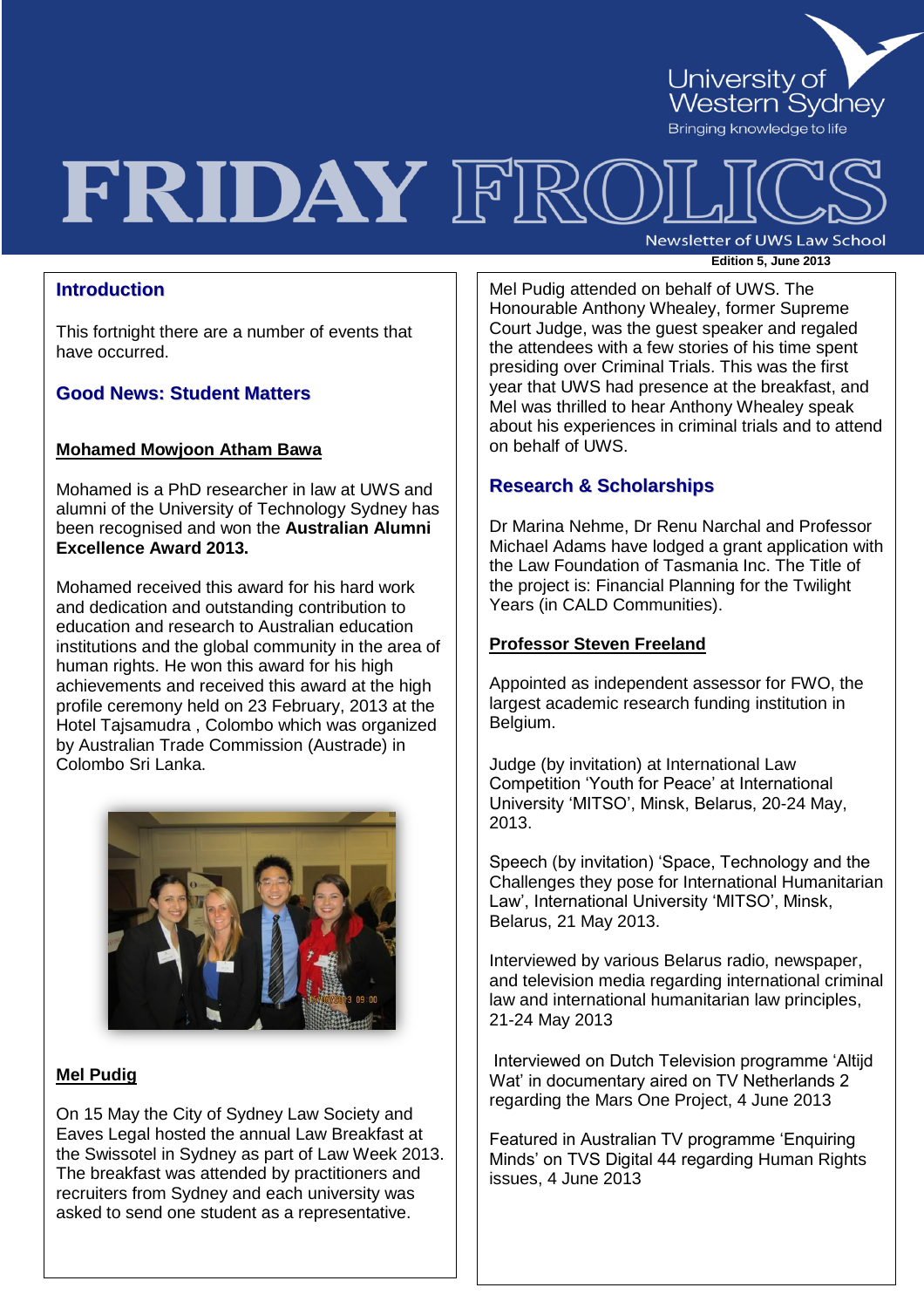University of Western Sydney
Bringing knowledge to life

# FRIDAY FROLICS

Newsletter of UWS Law School

**Edition 5, June 2013**

## Introduction

This fortnight there are a number of events that have occurred.

## Good News: Student Matters

### Mohamed Mowjoon Atham Bawa

Mohamed is a PhD researcher in law at UWS and alumni of the University of Technology Sydney has been recognised and won the **Australian Alumni Excellence Award 2013.**

Mohamed received this award for his hard work and dedication and outstanding contribution to education and research to Australian education institutions and the global community in the area of human rights. He won this award for his high achievements and received this award at the high profile ceremony held on 23 February, 2013 at the Hotel Tajsamudra , Colombo which was organized by Australian Trade Commission (Austrade) in Colombo Sri Lanka.

### Mel Pudig

On 15 May the City of Sydney Law Society and Eaves Legal hosted the annual Law Breakfast at the Swissotel in Sydney as part of Law Week 2013. The breakfast was attended by practitioners and recruiters from Sydney and each university was asked to send one student as a representative.

Mel Pudig attended on behalf of UWS. The Honourable Anthony Whealey, former Supreme Court Judge, was the guest speaker and regaled the attendees with a few stories of his time spent presiding over Criminal Trials. This was the first year that UWS had presence at the breakfast, and Mel was thrilled to hear Anthony Whealey speak about his experiences in criminal trials and to attend on behalf of UWS.

## Research & Scholarships

Dr Marina Nehme, Dr Renu Narchal and Professor Michael Adams have lodged a grant application with the Law Foundation of Tasmania Inc. The Title of the project is: Financial Planning for the Twilight Years (in CALD Communities).

### Professor Steven Freeland

Appointed as independent assessor for FWO, the largest academic research funding institution in Belgium.

Judge (by invitation) at International Law Competition 'Youth for Peace' at International University 'MITSO', Minsk, Belarus, 20-24 May, 2013.

Speech (by invitation) 'Space, Technology and the Challenges they pose for International Humanitarian Law', International University 'MITSO', Minsk, Belarus, 21 May 2013.

Interviewed by various Belarus radio, newspaper, and television media regarding international criminal law and international humanitarian law principles, 21-24 May 2013

Interviewed on Dutch Television programme 'Altijd Wat' in documentary aired on TV Netherlands 2 regarding the Mars One Project, 4 June 2013

Featured in Australian TV programme 'Enquiring Minds' on TVS Digital 44 regarding Human Rights issues, 4 June 2013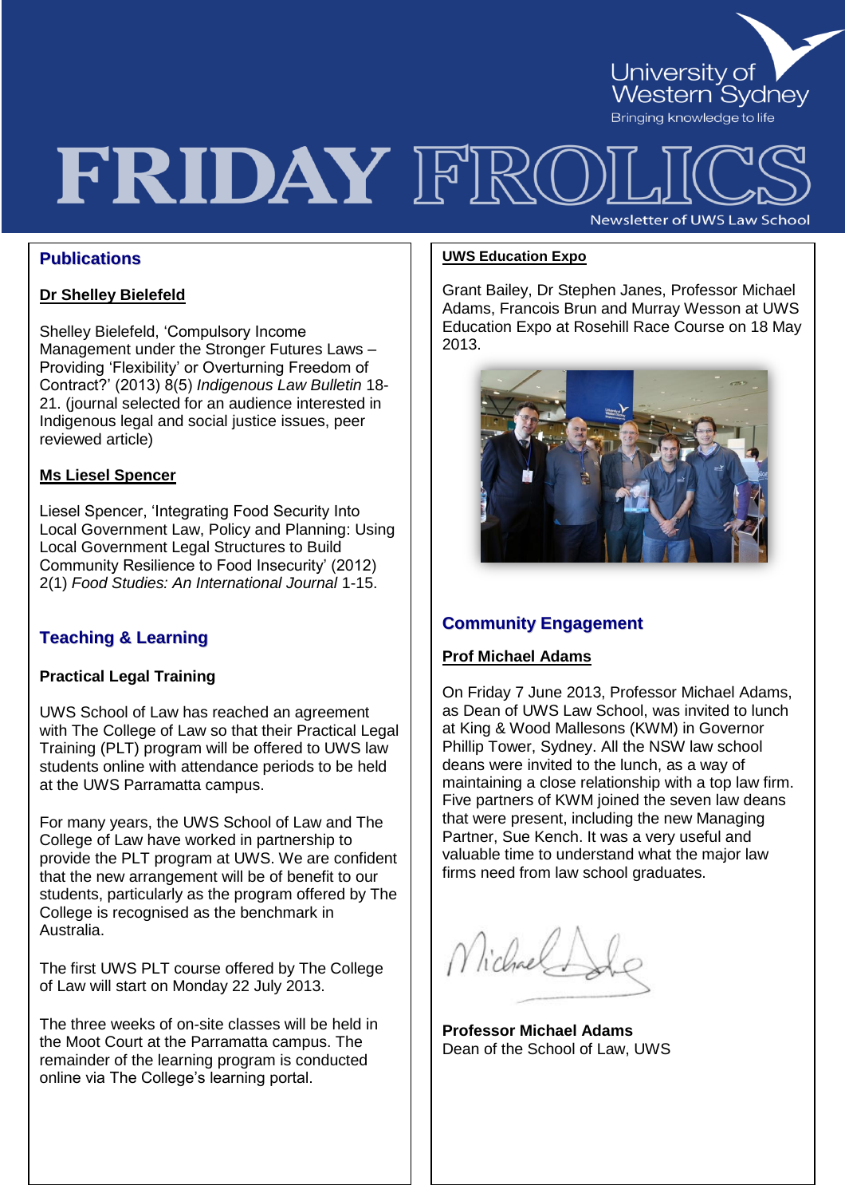# FRIDAY FROLICS

Newsletter of UWS Law School

## Publications

**Dr Shelley Bielefeld**

Shelley Bielefeld, 'Compulsory Income Management under the Stronger Futures Laws – Providing 'Flexibility' or Overturning Freedom of Contract?' (2013) 8(5) *Indigenous Law Bulletin* 18-21. (journal selected for an audience interested in Indigenous legal and social justice issues, peer reviewed article)

**Ms Liesel Spencer**

Liesel Spencer, 'Integrating Food Security Into Local Government Law, Policy and Planning: Using Local Government Legal Structures to Build Community Resilience to Food Insecurity' (2012) 2(1) *Food Studies: An International Journal* 1-15.

## Teaching & Learning

**Practical Legal Training**

UWS School of Law has reached an agreement with The College of Law so that their Practical Legal Training (PLT) program will be offered to UWS law students online with attendance periods to be held at the UWS Parramatta campus.

For many years, the UWS School of Law and The College of Law have worked in partnership to provide the PLT program at UWS. We are confident that the new arrangement will be of benefit to our students, particularly as the program offered by The College is recognised as the benchmark in Australia.

The first UWS PLT course offered by The College of Law will start on Monday 22 July 2013.

The three weeks of on-site classes will be held in the Moot Court at the Parramatta campus. The remainder of the learning program is conducted online via The College's learning portal.

**UWS Education Expo**

Grant Bailey, Dr Stephen Janes, Professor Michael Adams, Francois Brun and Murray Wesson at UWS Education Expo at Rosehill Race Course on 18 May 2013.

## Community Engagement

**Prof Michael Adams**

On Friday 7 June 2013, Professor Michael Adams, as Dean of UWS Law School, was invited to lunch at King & Wood Mallesons (KWM) in Governor Phillip Tower, Sydney. All the NSW law school deans were invited to the lunch, as a way of maintaining a close relationship with a top law firm. Five partners of KWM joined the seven law deans that were present, including the new Managing Partner, Sue Kench. It was a very useful and valuable time to understand what the major law firms need from law school graduates.

**Professor Michael Adams**
Dean of the School of Law, UWS